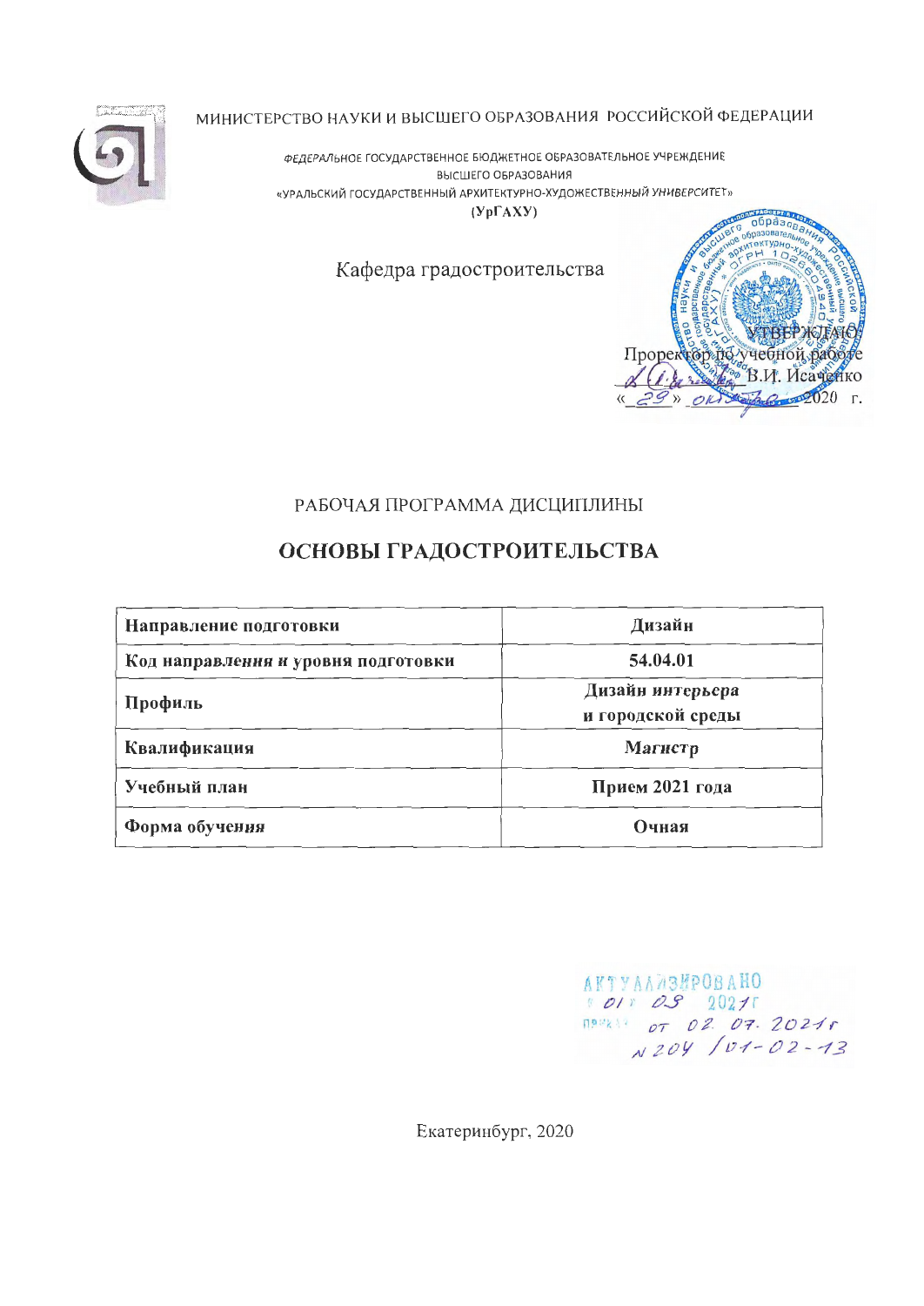МИНИСТЕРСТВО НАУКИ И ВЫСШЕГО ОБРАЗОВАНИЯ РОССИЙСКОЙ ФЕДЕРАЦИИ

ФЕДЕРАЛЬНОЕ ГОСУДАРСТВЕННОЕ БЮДЖЕТНОЕ ОБРАЗОВАТЕЛЬНОЕ УЧРЕЖДЕНИЕ
ВЫСШЕГО ОБРАЗОВАНИЯ
«УРАЛЬСКИЙ ГОСУДАРСТВЕННЫЙ АРХИТЕКТУРНО-ХУДОЖЕСТВЕННЫЙ УНИВЕРСИТЕТ»
(УрГАХУ)

Кафедра градостроительства

УТВЕРЖДАЮ
Проректор по учебной работе
_____ В.И. Исаченко
«29» октября 2020 г.

РАБОЧАЯ ПРОГРАММА ДИСЦИПЛИНЫ

# ОСНОВЫ ГРАДОСТРОИТЕЛЬСТВА

| Направление подготовки | Дизайн |
|---|---|
| Код направления и уровня подготовки | 54.04.01 |
| Профиль | Дизайн интерьера и городской среды |
| Квалификация | Магистр |
| Учебный план | Прием 2021 года |
| Форма обучения | Очная |

АКТУАЛИЗИРОВАНО
« 01 » 09 2021 г
приказ от 02. 07. 2021 г
№ 204 /01-02-13

Екатеринбург, 2020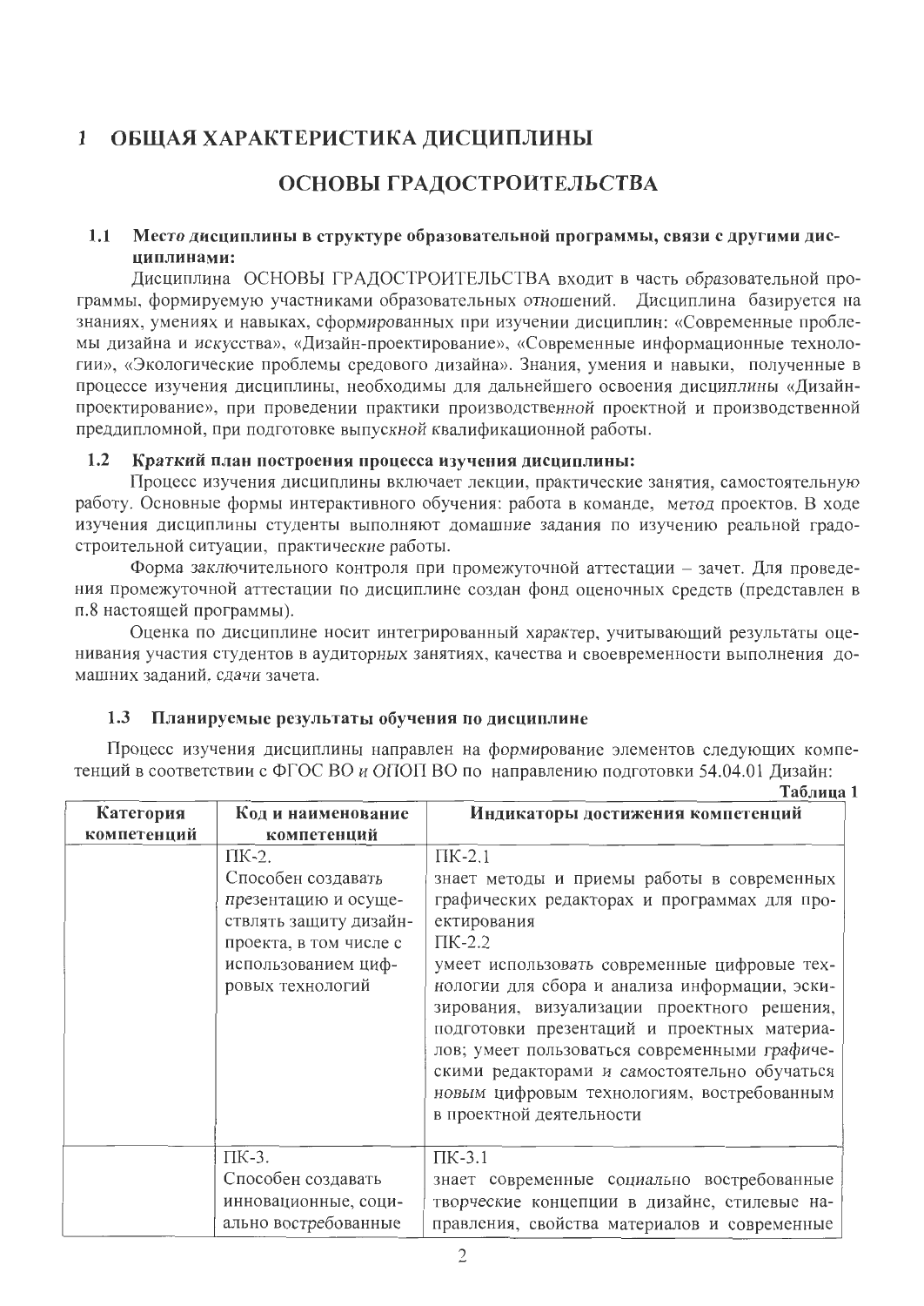# 1 ОБЩАЯ ХАРАКТЕРИСТИКА ДИСЦИПЛИНЫ

## ОСНОВЫ ГРАДОСТРОИТЕЛЬСТВА

### 1.1 Место дисциплины в структуре образовательной программы, связи с другими дисциплинами:

Дисциплина ОСНОВЫ ГРАДОСТРОИТЕЛЬСТВА входит в часть образовательной программы, формируемую участниками образовательных отношений. Дисциплина базируется на знаниях, умениях и навыках, сформированных при изучении дисциплин: «Современные проблемы дизайна и искусства», «Дизайн-проектирование», «Современные информационные технологии», «Экологические проблемы средового дизайна». Знания, умения и навыки, полученные в процессе изучения дисциплины, необходимы для дальнейшего освоения дисциплины «Дизайн-проектирование», при проведении практики производственной проектной и производственной преддипломной, при подготовке выпускной квалификационной работы.

### 1.2 Краткий план построения процесса изучения дисциплины:

Процесс изучения дисциплины включает лекции, практические занятия, самостоятельную работу. Основные формы интерактивного обучения: работа в команде, метод проектов. В ходе изучения дисциплины студенты выполняют домашние задания по изучению реальной градостроительной ситуации, практические работы.

Форма заключительного контроля при промежуточной аттестации – зачет. Для проведения промежуточной аттестации по дисциплине создан фонд оценочных средств (представлен в п.8 настоящей программы).

Оценка по дисциплине носит интегрированный характер, учитывающий результаты оценивания участия студентов в аудиторных занятиях, качества и своевременности выполнения домашних заданий, сдачи зачета.

### 1.3 Планируемые результаты обучения по дисциплине

Процесс изучения дисциплины направлен на формирование элементов следующих компетенций в соответствии с ФГОС ВО и ОПОП ВО по направлению подготовки 54.04.01 Дизайн:

Таблица 1

| Категория компетенций | Код и наименование компетенций | Индикаторы достижения компетенций |
|---|---|---|
| | ПК-2.<br>Способен создавать презентацию и осуществлять защиту дизайн-проекта, в том числе с использованием цифровых технологий | ПК-2.1<br>знает методы и приемы работы в современных графических редакторах и программах для проектирования<br>ПК-2.2<br>умеет использовать современные цифровые технологии для сбора и анализа информации, эскизирования, визуализации проектного решения, подготовки презентаций и проектных материалов; умеет пользоваться современными графическими редакторами и самостоятельно обучаться новым цифровым технологиям, востребованным в проектной деятельности |
| | ПК-3.<br>Способен создавать инновационные, социально востребованные | ПК-3.1<br>знает современные социально востребованные творческие концепции в дизайне, стилевые направления, свойства материалов и современные |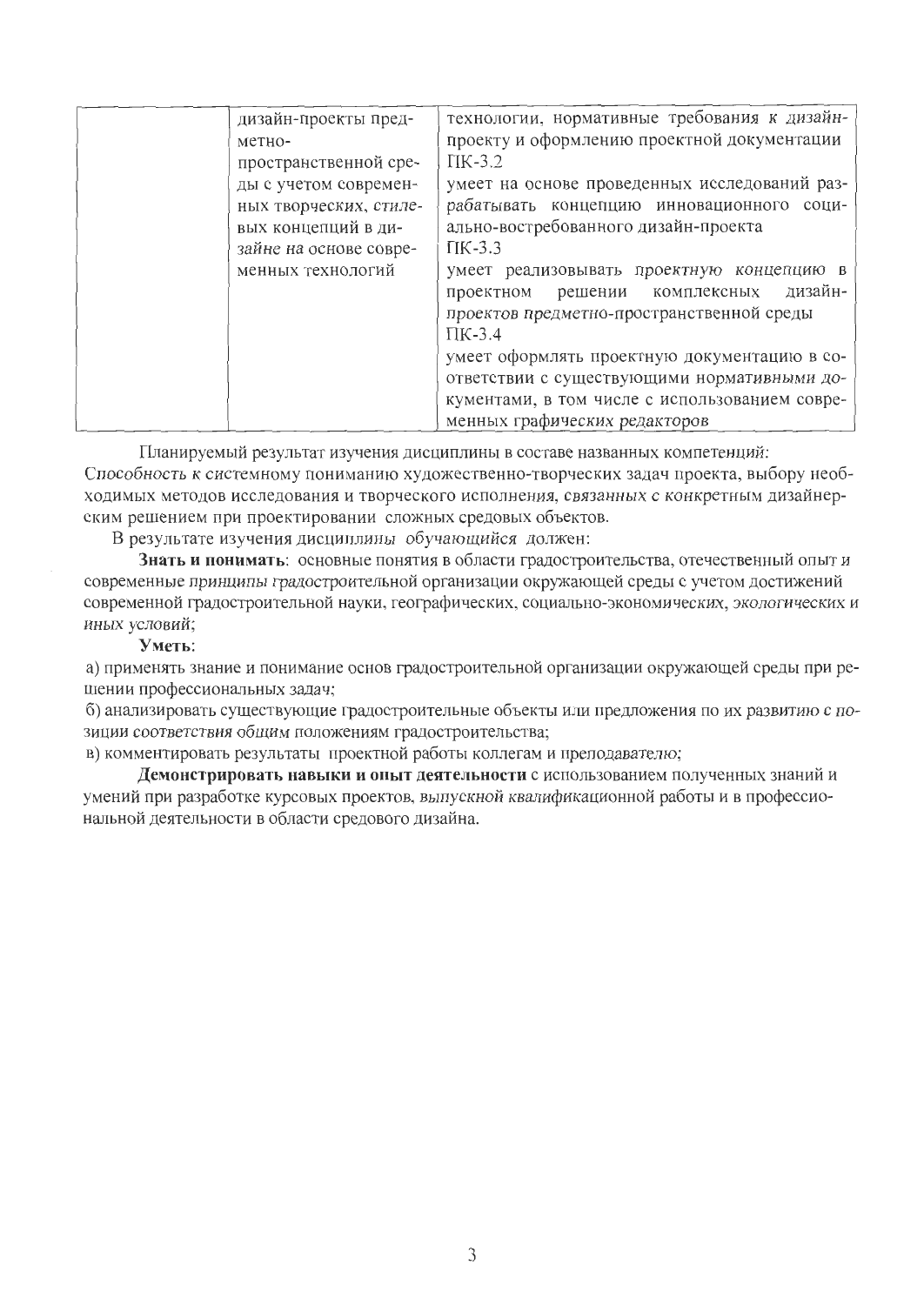|  | дизайн-проекты предметно-пространственной среды с учетом современных творческих, стилевых концепций в дизайне на основе современных технологий | технологии, нормативные требования к дизайн-проекту и оформлению проектной документации<br>ПК-3.2<br>умеет на основе проведенных исследований разрабатывать концепцию инновационного социально-востребованного дизайн-проекта<br>ПК-3.3<br>умеет реализовывать проектную концепцию в проектном решении комплексных дизайн-проектов предметно-пространственной среды<br>ПК-3.4<br>умеет оформлять проектную документацию в соответствии с существующими нормативными документами, в том числе с использованием современных графических редакторов |
|---|---|---|

Планируемый результат изучения дисциплины в составе названных компетенций: Способность к системному пониманию художественно-творческих задач проекта, выбору необходимых методов исследования и творческого исполнения, связанных с конкретным дизайнерским решением при проектировании сложных средовых объектов.

В результате изучения дисциплины обучающийся должен:

**Знать и понимать**: основные понятия в области градостроительства, отечественный опыт и современные принципы градостроительной организации окружающей среды с учетом достижений современной градостроительной науки, географических, социально-экономических, экологических и иных условий;

**Уметь**:

а) применять знание и понимание основ градостроительной организации окружающей среды при решении профессиональных задач;

б) анализировать существующие градостроительные объекты или предложения по их развитию с позиции соответствия общим положениям градостроительства;

в) комментировать результаты проектной работы коллегам и преподавателю;

**Демонстрировать навыки и опыт деятельности** с использованием полученных знаний и умений при разработке курсовых проектов, выпускной квалификационной работы и в профессиональной деятельности в области средового дизайна.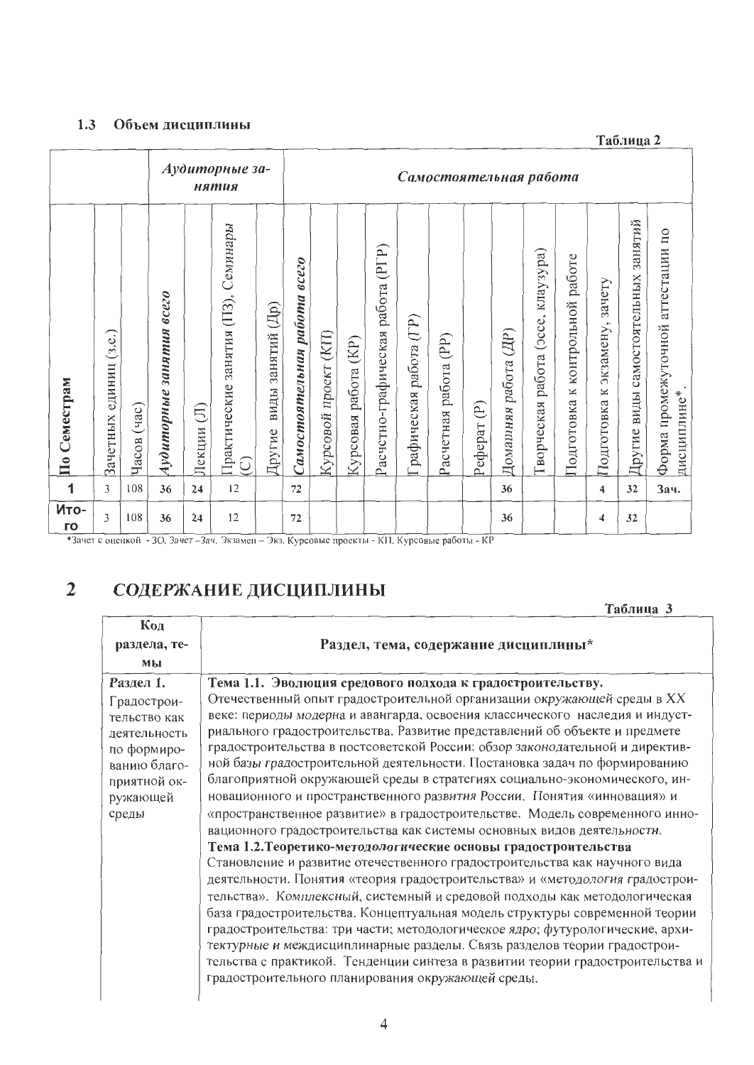### 1.3 Объем дисциплины

Таблица 2

| | | | *Аудиторные занятия* | | | | *Самостоятельная работа* | | | | | | | | | | | | | |
|---|---|---|---|---|---|---|---|---|---|---|---|---|---|---|---|---|---|---|---|---|
| По Семестрам | Зачетных единиц (з.е.) | Часов (час) | *Аудиторные занятия всего* | Лекции (Л) | Практические занятия (ПЗ), Семинары (С) | Другие виды занятий (Др) | *Самостоятельная работа всего* | Курсовой проект (КП) | Курсовая работа (КР) | Расчетно-графическая работа (РГР) | Графическая работа (ГР) | Расчетная работа (РР) | Реферат (Р) | Домашняя работа (ДР) | Творческая работа (эссе, клаузура) | Подготовка к контрольной работе | Подготовка к экзамену, зачету | Другие виды самостоятельных занятий | Форма промежуточной аттестации по дисциплине* |
| **1** | 3 | 108 | 36 | 24 | 12 | | 72 | | | | | | | 36 | | | 4 | 32 | **Зач.** |
| **Итого** | 3 | 108 | 36 | 24 | 12 | | 72 | | | | | | | 36 | | | 4 | 32 | |

*Зачет с оценкой - ЗО, Зачет – Зач. Экзамен – Экз. Курсовые проекты - КП. Курсовые работы - КР

## 2 СОДЕРЖАНИЕ ДИСЦИПЛИНЫ

Таблица 3

| Код раздела, темы | Раздел, тема, содержание дисциплины* |
|---|---|
| *Раздел 1.* Градостроительство как деятельность по формированию благоприятной окружающей среды | **Тема 1.1. Эволюция средового подхода к градостроительству.** Отечественный опыт градостроительной организации окружающей среды в XX веке: периоды модерна и авангарда, освоения классического наследия и индустриального градостроительства. Развитие представлений об объекте и предмете градостроительства в постсоветской России: обзор законодательной и директивной базы градостроительной деятельности. Постановка задач по формированию благоприятной окружающей среды в стратегиях социально-экономического, инновационного и пространственного развития России. Понятия «инновация» и «пространственное развитие» в градостроительстве. Модель современного инновационного градостроительства как системы основных видов деятельности. **Тема 1.2. Теоретико-методологические основы градостроительства** Становление и развитие отечественного градостроительства как научного вида деятельности. Понятия «теория градостроительства» и «методология градостроительства». Комплексный, системный и средовой подходы как методологическая база градостроительства. Концептуальная модель структуры современной теории градостроительства: три части; методологическое ядро; футурологические, архитектурные и междисциплинарные разделы. Связь разделов теории градостроительства с практикой. Тенденции синтеза в развитии теории градостроительства и градостроительного планирования окружающей среды. |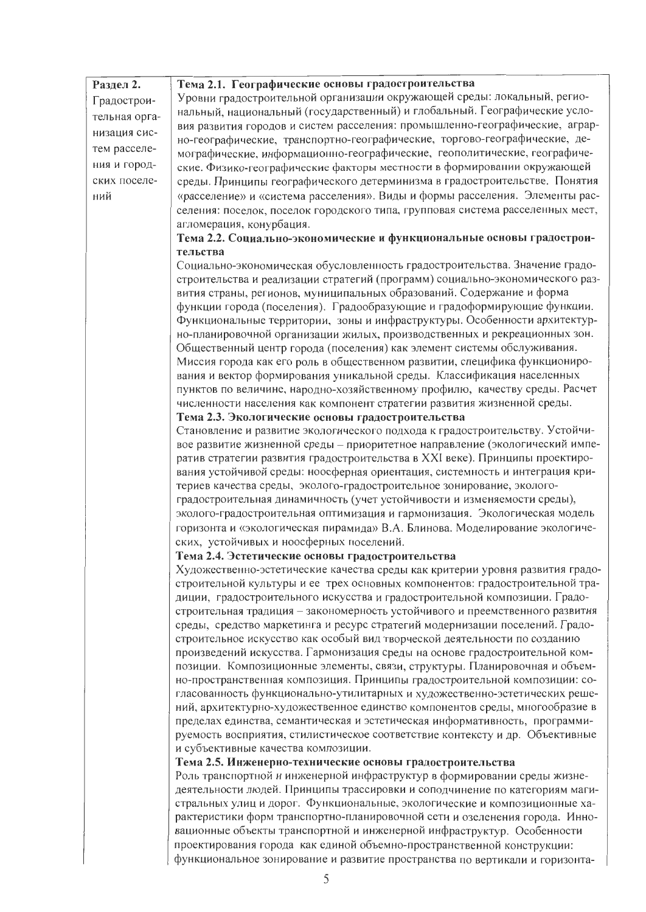| Раздел 2. Градостроительная организация систем расселения и городских поселений | **Тема 2.1. Географические основы градостроительства**<br>Уровни градостроительной организации окружающей среды: локальный, региональный, национальный (государственный) и глобальный. Географические условия развития городов и систем расселения: промышленно-географические, аграрно-географические, транспортно-географические, торгово-географические, демографические, информационно-географические, геополитические, географические. Физико-географические факторы местности в формировании окружающей среды. Принципы географического детерминизма в градостроительстве. Понятия «расселение» и «система расселения». Виды и формы расселения. Элементы расселения: поселок, поселок городского типа, групповая система расселенных мест, агломерация, конурбация.<br>**Тема 2.2. Социально-экономические и функциональные основы градостроительства**<br>Социально-экономическая обусловленность градостроительства. Значение градостроительства и реализации стратегий (программ) социально-экономического развития страны, регионов, муниципальных образований. Содержание и форма функции города (поселения). Градообразующие и градоформирующие функции. Функциональные территории, зоны и инфраструктуры. Особенности архитектурно-планировочной организации жилых, производственных и рекреационных зон. Общественный центр города (поселения) как элемент системы обслуживания. Миссия города как его роль в общественном развитии, специфика функционирования и вектор формирования уникальной среды. Классификация населенных пунктов по величине, народно-хозяйственному профилю, качеству среды. Расчет численности населения как компонент стратегии развития жизненной среды.<br>**Тема 2.3. Экологические основы градостроительства**<br>Становление и развитие экологического подхода к градостроительству. Устойчивое развитие жизненной среды – приоритетное направление (экологический императив стратегии развития градостроительства в XXI веке). Принципы проектирования устойчивой среды: ноосферная ориентация, системность и интеграция критериев качества среды, эколого-градостроительное зонирование, эколого-градостроительная динамичность (учет устойчивости и изменяемости среды), эколого-градостроительная оптимизация и гармонизация. Экологическая модель горизонта и «экологическая пирамида» В.А. Блинова. Моделирование экологических, устойчивых и ноосферных поселений.<br>**Тема 2.4. Эстетические основы градостроительства**<br>Художественно-эстетические качества среды как критерии уровня развития градостроительной культуры и ее трех основных компонентов: градостроительной традиции, градостроительного искусства и градостроительной композиции. Градостроительная традиция – закономерность устойчивого и преемственного развития среды, средство маркетинга и ресурс стратегий модернизации поселений. Градостроительное искусство как особый вид творческой деятельности по созданию произведений искусства. Гармонизация среды на основе градостроительной композиции. Композиционные элементы, связи, структуры. Планировочная и объемно-пространственная композиция. Принципы градостроительной композиции: согласованность функционально-утилитарных и художественно-эстетических решений, архитектурно-художественное единство компонентов среды, многообразие в пределах единства, семантическая и эстетическая информативность, программируемость восприятия, стилистическое соответствие контексту и др. Объективные и субъективные качества композиции.<br>**Тема 2.5. Инженерно-технические основы градостроительства**<br>Роль транспортной и инженерной инфраструктур в формировании среды жизнедеятельности людей. Принципы трассировки и соподчинение по категориям магистральных улиц и дорог. Функциональные, экологические и композиционные характеристики форм транспортно-планировочной сети и озеленения города. Инновационные объекты транспортной и инженерной инфраструктур. Особенности проектирования города как единой объемно-пространственной конструкции: функциональное зонирование и развитие пространства по вертикали и горизонта- |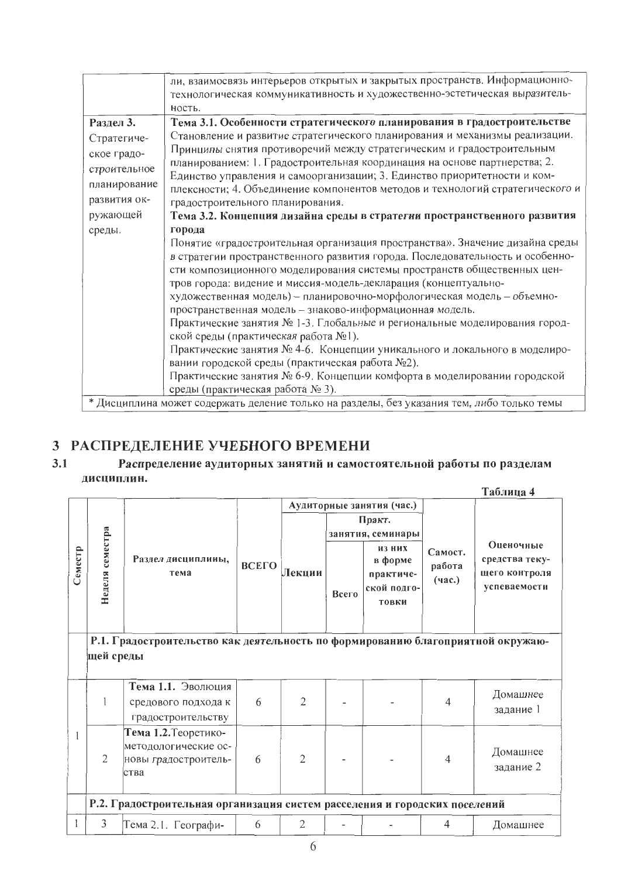| | |
|---|---|
| | ли, взаимосвязь интерьеров открытых и закрытых пространств. Информационно-технологическая коммуникативность и художественно-эстетическая выразительность. |
| **Раздел 3.** Стратегическое градостроительное планирование развития окружающей среды. | **Тема 3.1. Особенности стратегического планирования в градостроительстве** Становление и развитие стратегического планирования и механизмы реализации. Принципы снятия противоречий между стратегическим и градостроительным планированием: 1. Градостроительная координация на основе партнерства; 2. Единство управления и самоорганизации; 3. Единство приоритетности и комплексности; 4. Объединение компонентов методов и технологий стратегического и градостроительного планирования. **Тема 3.2. Концепция дизайна среды в стратегии пространственного развития города** Понятие «градостроительная организация пространства». Значение дизайна среды в стратегии пространственного развития города. Последовательность и особенности композиционного моделирования системы пространств общественных центров города: видение и миссия-модель-декларация (концептуально-художественная модель) – планировочно-морфологическая модель – объемно-пространственная модель – знаково-информационная модель. Практические занятия № 1-3. Глобальные и региональные моделирования городской среды (практическая работа №1). Практические занятия № 4-6. Концепции уникального и локального в моделировании городской среды (практическая работа №2). Практические занятия № 6-9. Концепции комфорта в моделировании городской среды (практическая работа № 3). |

\* Дисциплина может содержать деление только на разделы, без указания тем, либо только темы

# 3 РАСПРЕДЕЛЕНИЕ УЧЕБНОГО ВРЕМЕНИ

## 3.1 Распределение аудиторных занятий и самостоятельной работы по разделам дисциплин.

Таблица 4

| Семестр | Неделя семестра | Раздел дисциплины, тема | ВСЕГО | Аудиторные занятия (час.) | | | Самост. работа (час.) | Оценочные средства текущего контроля успеваемости |
|---|---|---|---|---|---|---|---|---|
| | | | | Лекции | Практ. занятия, семинары | | | |
| | | | | | Всего | из них в форме практической подготовки | | |
| **Р.1. Градостроительство как деятельность по формированию благоприятной окружающей среды** | | | | | | | | |
| 1 | 1 | **Тема 1.1.** Эволюция средового подхода к градостроительству | 6 | 2 | - | - | 4 | Домашнее задание 1 |
| | 2 | **Тема 1.2.** Теоретико-методологические основы градостроительства | 6 | 2 | - | - | 4 | Домашнее задание 2 |
| **Р.2. Градостроительная организация систем расселения и городских поселений** | | | | | | | | |
| 1 | 3 | Тема 2.1. Географи- | 6 | 2 | - | - | 4 | Домашнее |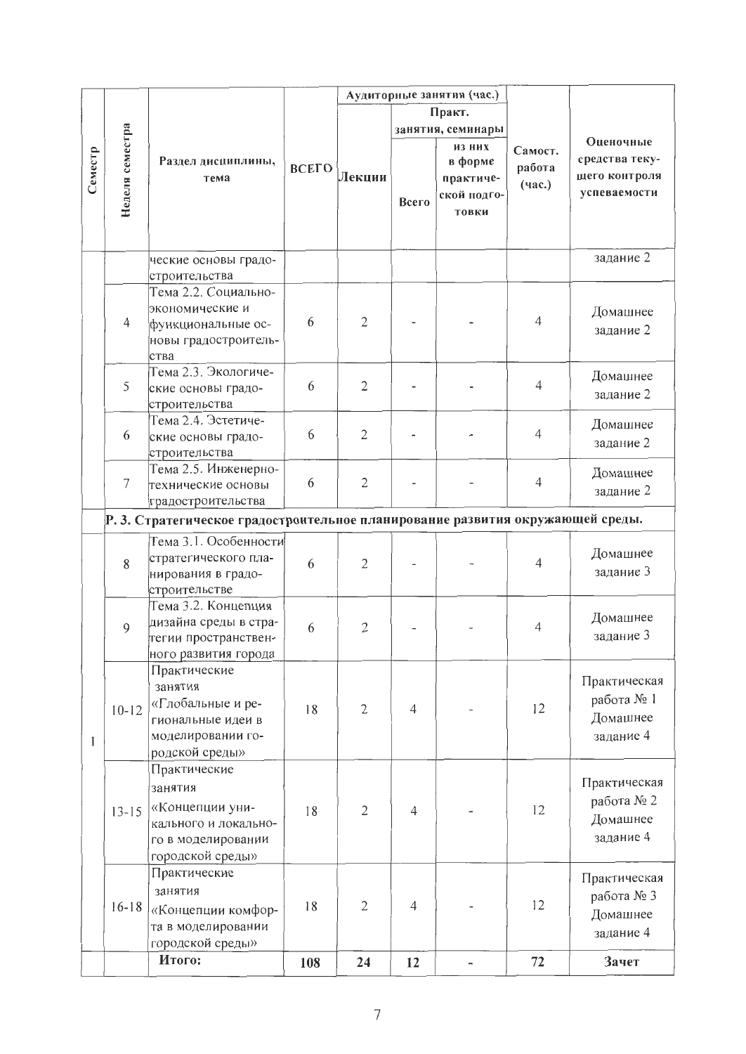| Семестр | Неделя семестра | Раздел дисциплины, тема | ВСЕГО | Аудиторные занятия (час.) | | | Самост. работа (час.) | Оценочные средства текущего контроля успеваемости |
|---|---|---|---|---|---|---|---|---|
| | | | | Лекции | Практ. занятия, семинары | | | |
| | | | | | Всего | из них в форме практической подготовки | | |
| | | ческие основы градостроительства | | | | | | задание 2 |
| | 4 | Тема 2.2. Социально-экономические и функциональные основы градостроительства | 6 | 2 | - | - | 4 | Домашнее задание 2 |
| | 5 | Тема 2.3. Экологические основы градостроительства | 6 | 2 | - | - | 4 | Домашнее задание 2 |
| | 6 | Тема 2.4. Эстетические основы градостроительства | 6 | 2 | - | - | 4 | Домашнее задание 2 |
| | 7 | Тема 2.5. Инженерно-технические основы градостроительства | 6 | 2 | - | - | 4 | Домашнее задание 2 |
| | **Р. 3. Стратегическое градостроительное планирование развития окружающей среды.** | | | | | | | |
| 1 | 8 | Тема 3.1. Особенности стратегического планирования в градостроительстве | 6 | 2 | - | - | 4 | Домашнее задание 3 |
| | 9 | Тема 3.2. Концепция дизайна среды в стратегии пространственного развития города | 6 | 2 | - | - | 4 | Домашнее задание 3 |
| | 10-12 | Практические занятия «Глобальные и региональные идеи в моделировании городской среды» | 18 | 2 | 4 | - | 12 | Практическая работа № 1 Домашнее задание 4 |
| | 13-15 | Практические занятия «Концепции уникального и локального в моделировании городской среды» | 18 | 2 | 4 | - | 12 | Практическая работа № 2 Домашнее задание 4 |
| | 16-18 | Практические занятия «Концепции комфорта в моделировании городской среды» | 18 | 2 | 4 | - | 12 | Практическая работа № 3 Домашнее задание 4 |
| | | **Итого:** | **108** | **24** | **12** | - | **72** | **Зачет** |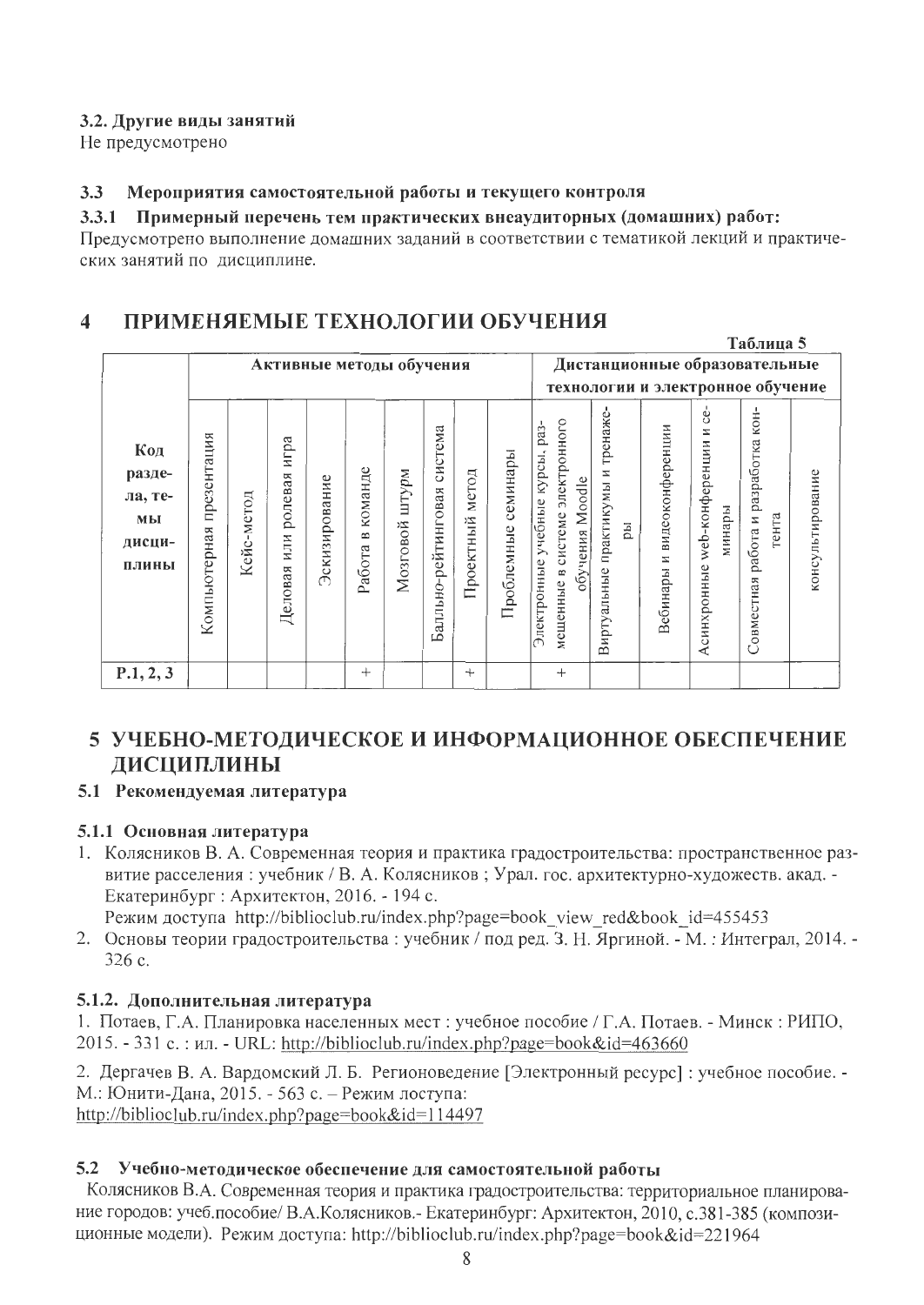### 3.2. Другие виды занятий

Не предусмотрено

### 3.3 Мероприятия самостоятельной работы и текущего контроля

#### 3.3.1 Примерный перечень тем практических внеаудиторных (домашних) работ:

Предусмотрено выполнение домашних заданий в соответствии с тематикой лекций и практических занятий по дисциплине.

## 4 ПРИМЕНЯЕМЫЕ ТЕХНОЛОГИИ ОБУЧЕНИЯ

Таблица 5

| Код разде-ла, те-мы дисци-плины | Активные методы обучения | | | | | | | | | Дистанционные образовательные технологии и электронное обучение | | | | | |
|---|---|---|---|---|---|---|---|---|---|---|---|---|---|---|---|
| | Компьютерная презентация | Кейс-метод | Деловая или ролевая игра | Эскизирование | Работа в команде | Мозговой штурм | Балльно-рейтинговая система | Проектный метод | Проблемные семинары | Электронные учебные курсы, размещенные в системе электронного обучения Moodle | Виртуальные практикумы и тренажеры | Вебинары и видеоконференции | Асинхронные web-конференции и семинары | Совместная работа и разработка контента | консультирование |
| Р.1, 2, 3 | | | | | + | | | + | | + | | | | | |

# 5 УЧЕБНО-МЕТОДИЧЕСКОЕ И ИНФОРМАЦИОННОЕ ОБЕСПЕЧЕНИЕ ДИСЦИПЛИНЫ

## 5.1 Рекомендуемая литература

### 5.1.1 Основная литература

1. Колясников В. А. Современная теория и практика градостроительства: пространственное развитие расселения : учебник / В. А. Колясников ; Урал. гос. архитектурно-художеств. акад. - Екатеринбург : Архитектон, 2016. - 194 с.
   Режим доступа http://biblioclub.ru/index.php?page=book_view_red&book_id=455453
2. Основы теории градостроительства : учебник / под ред. З. Н. Яргиной. - М. : Интеграл, 2014. - 326 с.

### 5.1.2. Дополнительная литература

1. Потаев, Г.А. Планировка населенных мест : учебное пособие / Г.А. Потаев. - Минск : РИПО, 2015. - 331 с. : ил. - URL: http://biblioclub.ru/index.php?page=book&id=463660

2. Дергачев В. А. Вардомский Л. Б. Регионоведение [Электронный ресурс] : учебное пособие. - М.: Юнити-Дана, 2015. - 563 с. – Режим доступа: http://biblioclub.ru/index.php?page=book&id=114497

## 5.2 Учебно-методическое обеспечение для самостоятельной работы

Колясников В.А. Современная теория и практика градостроительства: территориальное планирование городов: учеб.пособие/ В.А.Колясников.- Екатеринбург: Архитектон, 2010, с.381-385 (композиционные модели). Режим доступа: http://biblioclub.ru/index.php?page=book&id=221964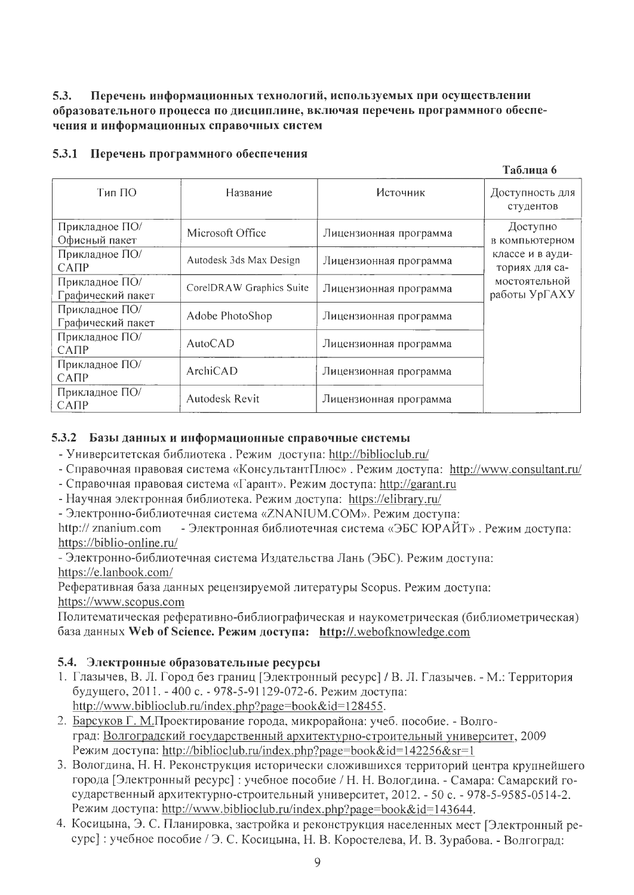### 5.3. Перечень информационных технологий, используемых при осуществлении образовательного процесса по дисциплине, включая перечень программного обеспечения и информационных справочных систем

#### 5.3.1 Перечень программного обеспечения

Таблица 6

| Тип ПО | Название | Источник | Доступность для студентов |
|---|---|---|---|
| Прикладное ПО/ Офисный пакет | Microsoft Office | Лицензионная программа | Доступно в компьютерном классе и в аудиториях для самостоятельной работы УрГАХУ |
| Прикладное ПО/ САПР | Autodesk 3ds Max Design | Лицензионная программа | |
| Прикладное ПО/ Графический пакет | CorelDRAW Graphics Suite | Лицензионная программа | |
| Прикладное ПО/ Графический пакет | Adobe PhotoShop | Лицензионная программа | |
| Прикладное ПО/ САПР | AutoCAD | Лицензионная программа | |
| Прикладное ПО/ САПР | ArchiCAD | Лицензионная программа | |
| Прикладное ПО/ САПР | Autodesk Revit | Лицензионная программа | |

#### 5.3.2 Базы данных и информационные справочные системы

- Университетская библиотека . Режим доступа: http://biblioclub.ru/
- Справочная правовая система «КонсультантПлюс» . Режим доступа: http://www.consultant.ru/
- Справочная правовая система «Гарант». Режим доступа: http://garant.ru
- Научная электронная библиотека. Режим доступа: https://elibrary.ru/
- Электронно-библиотечная система «ZNANIUM.COM». Режим доступа: http:// znanium.com - Электронная библиотечная система «ЭБС ЮРАЙТ» . Режим доступа: https://biblio-online.ru/
- Электронно-библиотечная система Издательства Лань (ЭБС). Режим доступа: https://e.lanbook.com/

Реферативная база данных рецензируемой литературы Scopus. Режим доступа: https://www.scopus.com

Политематическая реферативно-библиографическая и наукометрическая (библиометрическая) база данных **Web of Science. Режим доступа: http://.webofknowledge.com**

### 5.4. Электронные образовательные ресурсы

1. Глазычев, В. Л. Город без границ [Электронный ресурс] / В. Л. Глазычев. - М.: Территория будущего, 2011. - 400 с. - 978-5-91129-072-6. Режим доступа: http://www.biblioclub.ru/index.php?page=book&id=128455.
2. Барсуков Г. М.Проектирование города, микрорайона: учеб. пособие. - Волгоград: Волгоградский государственный архитектурно-строительный университет, 2009 Режим доступа: http://biblioclub.ru/index.php?page=book&id=142256&sr=1
3. Вологдина, Н. Н. Реконструкция исторически сложившихся территорий центра крупнейшего города [Электронный ресурс] : учебное пособие / Н. Н. Вологдина. - Самара: Самарский государственный архитектурно-строительный университет, 2012. - 50 с. - 978-5-9585-0514-2. Режим доступа: http://www.biblioclub.ru/index.php?page=book&id=143644.
4. Косицына, Э. С. Планировка, застройка и реконструкция населенных мест [Электронный ресурс] : учебное пособие / Э. С. Косицына, Н. В. Коростелева, И. В. Зурабова. - Волгоград: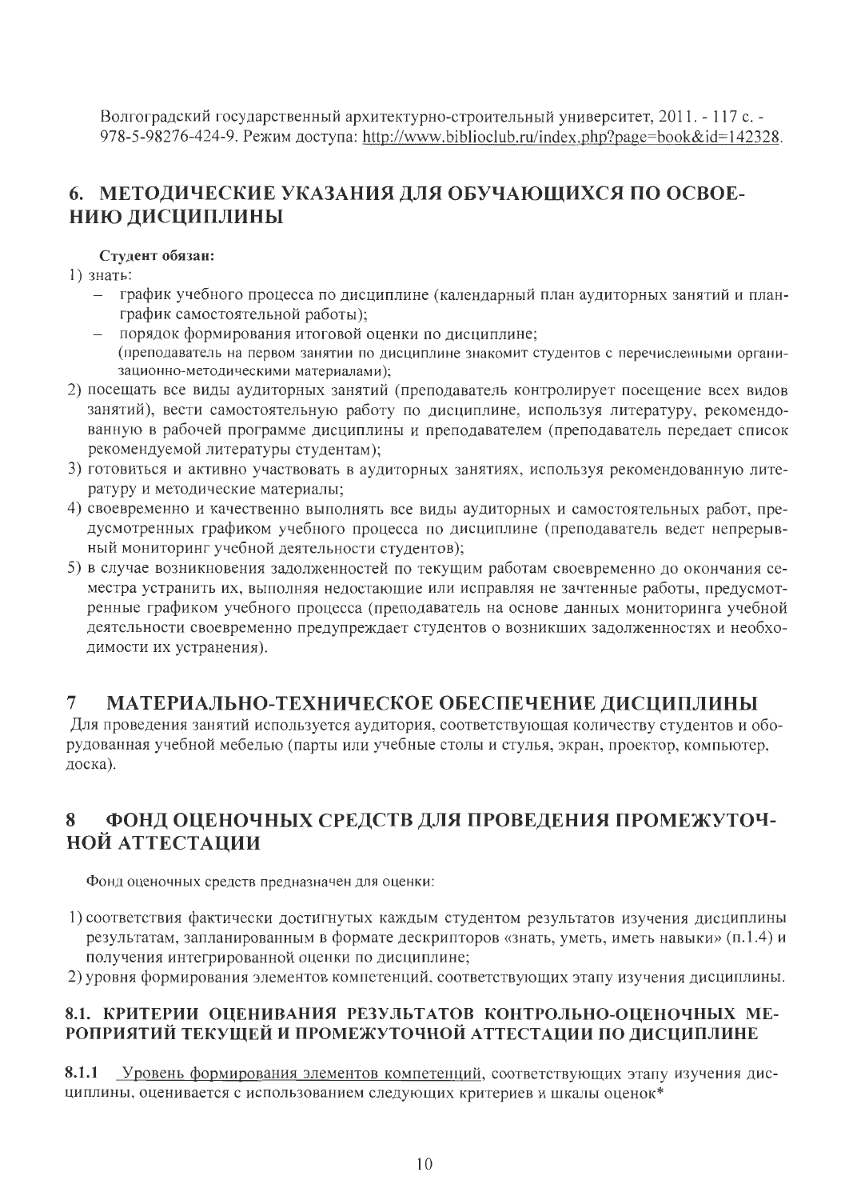Волгоградский государственный архитектурно-строительный университет, 2011. - 117 с. - 978-5-98276-424-9. Режим доступа: http://www.biblioclub.ru/index.php?page=book&id=142328.

## 6. МЕТОДИЧЕСКИЕ УКАЗАНИЯ ДЛЯ ОБУЧАЮЩИХСЯ ПО ОСВОЕНИЮ ДИСЦИПЛИНЫ

**Студент обязан:**

1) знать:
   - график учебного процесса по дисциплине (календарный план аудиторных занятий и план-график самостоятельной работы);
   - порядок формирования итоговой оценки по дисциплине;
   
   (преподаватель на первом занятии по дисциплине знакомит студентов с перечисленными организационно-методическими материалами);
2) посещать все виды аудиторных занятий (преподаватель контролирует посещение всех видов занятий), вести самостоятельную работу по дисциплине, используя литературу, рекомендованную в рабочей программе дисциплины и преподавателем (преподаватель передает список рекомендуемой литературы студентам);
3) готовиться и активно участвовать в аудиторных занятиях, используя рекомендованную литературу и методические материалы;
4) своевременно и качественно выполнять все виды аудиторных и самостоятельных работ, предусмотренных графиком учебного процесса по дисциплине (преподаватель ведет непрерывный мониторинг учебной деятельности студентов);
5) в случае возникновения задолженностей по текущим работам своевременно до окончания семестра устранить их, выполняя недостающие или исправляя не зачтенные работы, предусмотренные графиком учебного процесса (преподаватель на основе данных мониторинга учебной деятельности своевременно предупреждает студентов о возникших задолженностях и необходимости их устранения).

## 7 МАТЕРИАЛЬНО-ТЕХНИЧЕСКОЕ ОБЕСПЕЧЕНИЕ ДИСЦИПЛИНЫ

Для проведения занятий используется аудитория, соответствующая количеству студентов и оборудованная учебной мебелью (парты или учебные столы и стулья, экран, проектор, компьютер, доска).

## 8 ФОНД ОЦЕНОЧНЫХ СРЕДСТВ ДЛЯ ПРОВЕДЕНИЯ ПРОМЕЖУТОЧНОЙ АТТЕСТАЦИИ

Фонд оценочных средств предназначен для оценки:

1) соответствия фактически достигнутых каждым студентом результатов изучения дисциплины результатам, запланированным в формате дескрипторов «знать, уметь, иметь навыки» (п.1.4) и получения интегрированной оценки по дисциплине;
2) уровня формирования элементов компетенций, соответствующих этапу изучения дисциплины.

### 8.1. КРИТЕРИИ ОЦЕНИВАНИЯ РЕЗУЛЬТАТОВ КОНТРОЛЬНО-ОЦЕНОЧНЫХ МЕРОПРИЯТИЙ ТЕКУЩЕЙ И ПРОМЕЖУТОЧНОЙ АТТЕСТАЦИИ ПО ДИСЦИПЛИНЕ

**8.1.1** Уровень формирования элементов компетенций, соответствующих этапу изучения дисциплины, оценивается с использованием следующих критериев и шкалы оценок*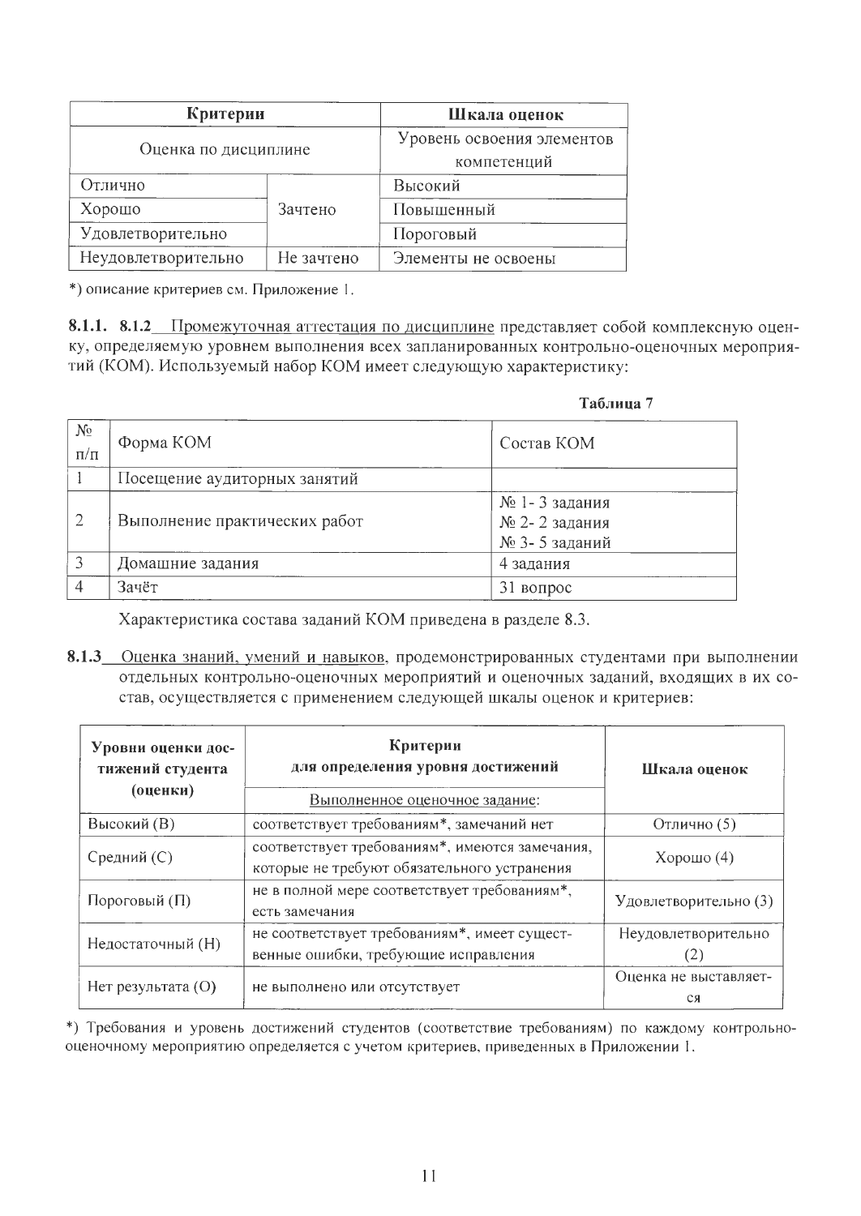| Критерии | | Шкала оценок |
|---|---|---|
| Оценка по дисциплине | | Уровень освоения элементов компетенций |
| Отлично | Зачтено | Высокий |
| Хорошо | | Повышенный |
| Удовлетворительно | | Пороговый |
| Неудовлетворительно | Не зачтено | Элементы не освоены |

*) описание критериев см. Приложение 1.

**8.1.1. 8.1.2** Промежуточная аттестация по дисциплине представляет собой комплексную оценку, определяемую уровнем выполнения всех запланированных контрольно-оценочных мероприятий (КОМ). Используемый набор КОМ имеет следующую характеристику:

**Таблица 7**

| № п/п | Форма КОМ | Состав КОМ |
|---|---|---|
| 1 | Посещение аудиторных занятий | |
| 2 | Выполнение практических работ | № 1- 3 задания<br>№ 2- 2 задания<br>№ 3- 5 заданий |
| 3 | Домашние задания | 4 задания |
| 4 | Зачёт | 31 вопрос |

Характеристика состава заданий КОМ приведена в разделе 8.3.

**8.1.3** Оценка знаний, умений и навыков, продемонстрированных студентами при выполнении отдельных контрольно-оценочных мероприятий и оценочных заданий, входящих в их состав, осуществляется с применением следующей шкалы оценок и критериев:

| Уровни оценки достижений студента (оценки) | Критерии для определения уровня достижений<br>Выполненное оценочное задание: | Шкала оценок |
|---|---|---|
| Высокий (В) | соответствует требованиям*, замечаний нет | Отлично (5) |
| Средний (С) | соответствует требованиям*, имеются замечания, которые не требуют обязательного устранения | Хорошо (4) |
| Пороговый (П) | не в полной мере соответствует требованиям*, есть замечания | Удовлетворительно (3) |
| Недостаточный (Н) | не соответствует требованиям*, имеет существенные ошибки, требующие исправления | Неудовлетворительно (2) |
| Нет результата (О) | не выполнено или отсутствует | Оценка не выставляется |

*) Требования и уровень достижений студентов (соответствие требованиям) по каждому контрольно-оценочному мероприятию определяется с учетом критериев, приведенных в Приложении 1.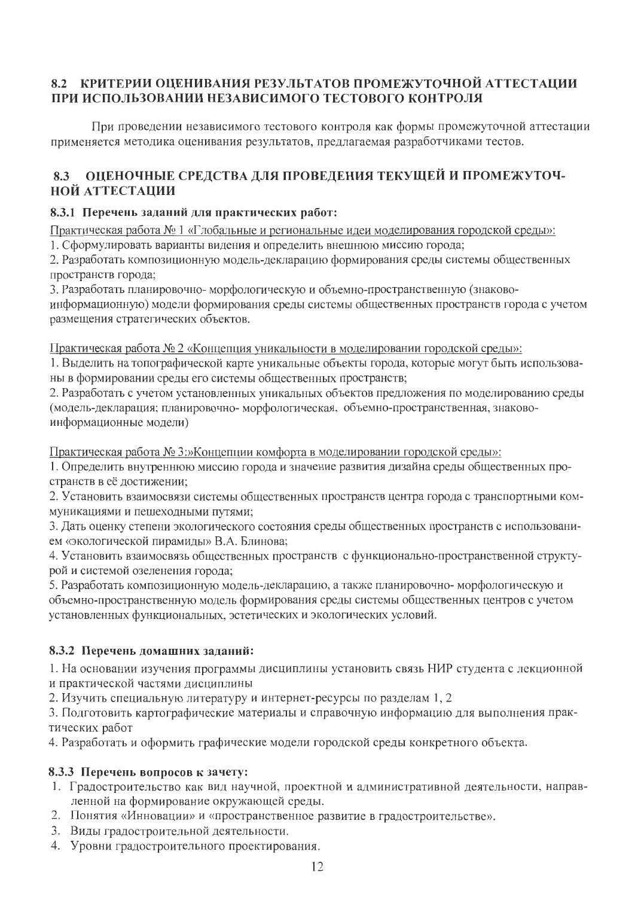## 8.2 КРИТЕРИИ ОЦЕНИВАНИЯ РЕЗУЛЬТАТОВ ПРОМЕЖУТОЧНОЙ АТТЕСТАЦИИ ПРИ ИСПОЛЬЗОВАНИИ НЕЗАВИСИМОГО ТЕСТОВОГО КОНТРОЛЯ

При проведении независимого тестового контроля как формы промежуточной аттестации применяется методика оценивания результатов, предлагаемая разработчиками тестов.

## 8.3 ОЦЕНОЧНЫЕ СРЕДСТВА ДЛЯ ПРОВЕДЕНИЯ ТЕКУЩЕЙ И ПРОМЕЖУТОЧНОЙ АТТЕСТАЦИИ

### 8.3.1 Перечень заданий для практических работ:

Практическая работа № 1 «Глобальные и региональные идеи моделирования городской среды»:

1. Сформулировать варианты видения и определить внешнюю миссию города;
2. Разработать композиционную модель-декларацию формирования среды системы общественных пространств города;
3. Разработать планировочно- морфологическую и объемно-пространственную (знаково-информационную) модели формирования среды системы общественных пространств города с учетом размещения стратегических объектов.

Практическая работа № 2 «Концепция уникальности в моделировании городской среды»:

1. Выделить на топографической карте уникальные объекты города, которые могут быть использованы в формировании среды его системы общественных пространств;
2. Разработать с учетом установленных уникальных объектов предложения по моделированию среды (модель-декларация; планировочно- морфологическая, объемно-пространственная, знаково-информационные модели)

Практическая работа № 3:»Концепции комфорта в моделировании городской среды»:

1. Определить внутреннюю миссию города и значение развития дизайна среды общественных пространств в её достижении;
2. Установить взаимосвязи системы общественных пространств центра города с транспортными коммуникациями и пешеходными путями;
3. Дать оценку степени экологического состояния среды общественных пространств с использованием «экологической пирамиды» В.А. Блинова;
4. Установить взаимосвязь общественных пространств с функционально-пространственной структурой и системой озеленения города;
5. Разработать композиционную модель-декларацию, а также планировочно- морфологическую и объемно-пространственную модель формирования среды системы общественных центров с учетом установленных функциональных, эстетических и экологических условий.

### 8.3.2 Перечень домашних заданий:

1. На основании изучения программы дисциплины установить связь НИР студента с лекционной и практической частями дисциплины
2. Изучить специальную литературу и интернет-ресурсы по разделам 1, 2
3. Подготовить картографические материалы и справочную информацию для выполнения практических работ
4. Разработать и оформить графические модели городской среды конкретного объекта.

### 8.3.3 Перечень вопросов к зачету:

1. Градостроительство как вид научной, проектной и административной деятельности, направленной на формирование окружающей среды.
2. Понятия «Инновации» и «пространственное развитие в градостроительстве».
3. Виды градостроительной деятельности.
4. Уровни градостроительного проектирования.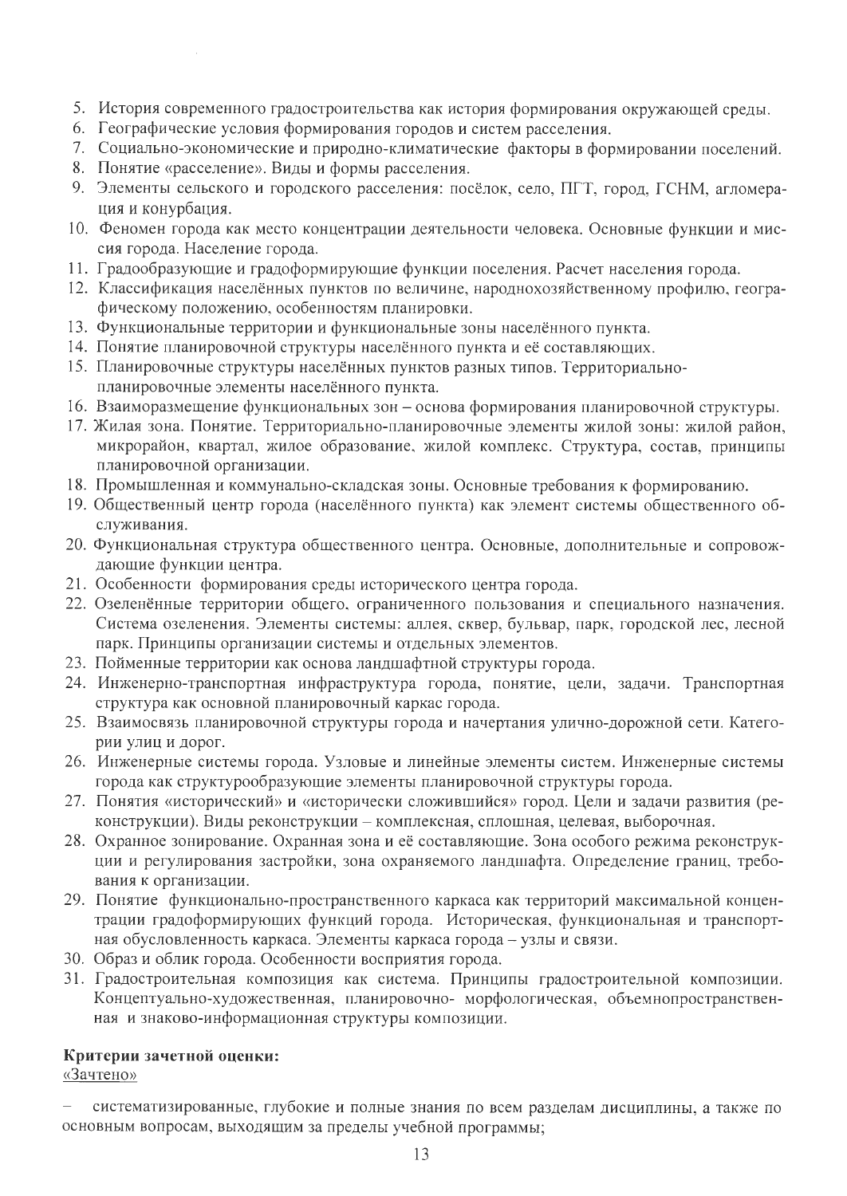5. История современного градостроительства как история формирования окружающей среды.
6. Географические условия формирования городов и систем расселения.
7. Социально-экономические и природно-климатические факторы в формировании поселений.
8. Понятие «расселение». Виды и формы расселения.
9. Элементы сельского и городского расселения: посёлок, село, ПГТ, город, ГСНМ, агломерация и конурбация.
10. Феномен города как место концентрации деятельности человека. Основные функции и миссия города. Население города.
11. Градообразующие и градоформирующие функции поселения. Расчет населения города.
12. Классификация населённых пунктов по величине, народнохозяйственному профилю, географическому положению, особенностям планировки.
13. Функциональные территории и функциональные зоны населённого пункта.
14. Понятие планировочной структуры населённого пункта и её составляющих.
15. Планировочные структуры населённых пунктов разных типов. Территориально-планировочные элементы населённого пункта.
16. Взаиморазмещение функциональных зон – основа формирования планировочной структуры.
17. Жилая зона. Понятие. Территориально-планировочные элементы жилой зоны: жилой район, микрорайон, квартал, жилое образование, жилой комплекс. Структура, состав, принципы планировочной организации.
18. Промышленная и коммунально-складская зоны. Основные требования к формированию.
19. Общественный центр города (населённого пункта) как элемент системы общественного обслуживания.
20. Функциональная структура общественного центра. Основные, дополнительные и сопровождающие функции центра.
21. Особенности формирования среды исторического центра города.
22. Озеленённые территории общего, ограниченного пользования и специального назначения. Система озеленения. Элементы системы: аллея, сквер, бульвар, парк, городской лес, лесной парк. Принципы организации системы и отдельных элементов.
23. Пойменные территории как основа ландшафтной структуры города.
24. Инженерно-транспортная инфраструктура города, понятие, цели, задачи. Транспортная структура как основной планировочный каркас города.
25. Взаимосвязь планировочной структуры города и начертания улично-дорожной сети. Категории улиц и дорог.
26. Инженерные системы города. Узловые и линейные элементы систем. Инженерные системы города как структурообразующие элементы планировочной структуры города.
27. Понятия «исторический» и «исторически сложившийся» город. Цели и задачи развития (реконструкции). Виды реконструкции – комплексная, сплошная, целевая, выборочная.
28. Охранное зонирование. Охранная зона и её составляющие. Зона особого режима реконструкции и регулирования застройки, зона охраняемого ландшафта. Определение границ, требования к организации.
29. Понятие функционально-пространственного каркаса как территорий максимальной концентрации градоформирующих функций города. Историческая, функциональная и транспортная обусловленность каркаса. Элементы каркаса города – узлы и связи.
30. Образ и облик города. Особенности восприятия города.
31. Градостроительная композиция как система. Принципы градостроительной композиции. Концептуально-художественная, планировочно- морфологическая, объемнопространственная и знаково-информационная структуры композиции.

**Критерии зачетной оценки:**

<u>«Зачтено»</u>

– систематизированные, глубокие и полные знания по всем разделам дисциплины, а также по основным вопросам, выходящим за пределы учебной программы;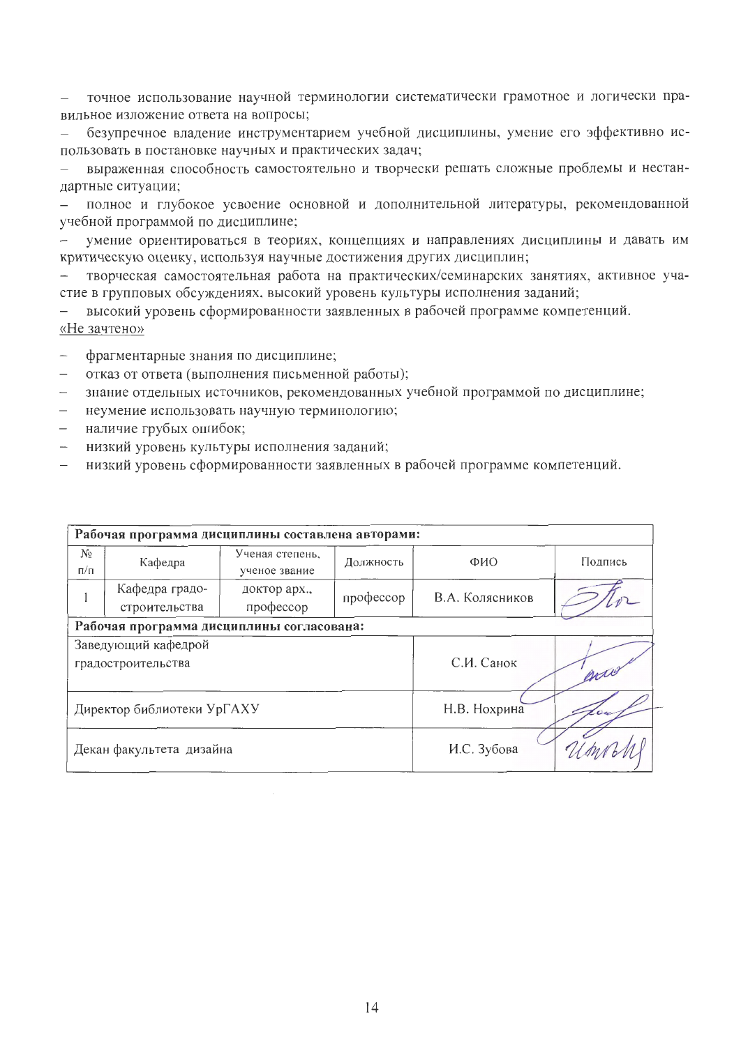- точное использование научной терминологии систематически грамотное и логически правильное изложение ответа на вопросы;
- безупречное владение инструментарием учебной дисциплины, умение его эффективно использовать в постановке научных и практических задач;
- выраженная способность самостоятельно и творчески решать сложные проблемы и нестандартные ситуации;
- полное и глубокое усвоение основной и дополнительной литературы, рекомендованной учебной программой по дисциплине;
- умение ориентироваться в теориях, концепциях и направлениях дисциплины и давать им критическую оценку, используя научные достижения других дисциплин;
- творческая самостоятельная работа на практических/семинарских занятиях, активное участие в групповых обсуждениях, высокий уровень культуры исполнения заданий;
- высокий уровень сформированности заявленных в рабочей программе компетенций.

«Не зачтено»

- фрагментарные знания по дисциплине;
- отказ от ответа (выполнения письменной работы);
- знание отдельных источников, рекомендованных учебной программой по дисциплине;
- неумение использовать научную терминологию;
- наличие грубых ошибок;
- низкий уровень культуры исполнения заданий;
- низкий уровень сформированности заявленных в рабочей программе компетенций.

| **Рабочая программа дисциплины составлена авторами:** | | | | | |
|---|---|---|---|---|---|
| № п/п | Кафедра | Ученая степень, ученое звание | Должность | ФИО | Подпись |
| 1 | Кафедра градостроительства | доктор арх., профессор | профессор | В.А. Колясников | |
| **Рабочая программа дисциплины согласована:** | | | | | |
| Заведующий кафедрой градостроительства | | | | С.И. Санок | |
| Директор библиотеки УрГАХУ | | | | Н.В. Нохрина | |
| Декан факультета дизайна | | | | И.С. Зубова | |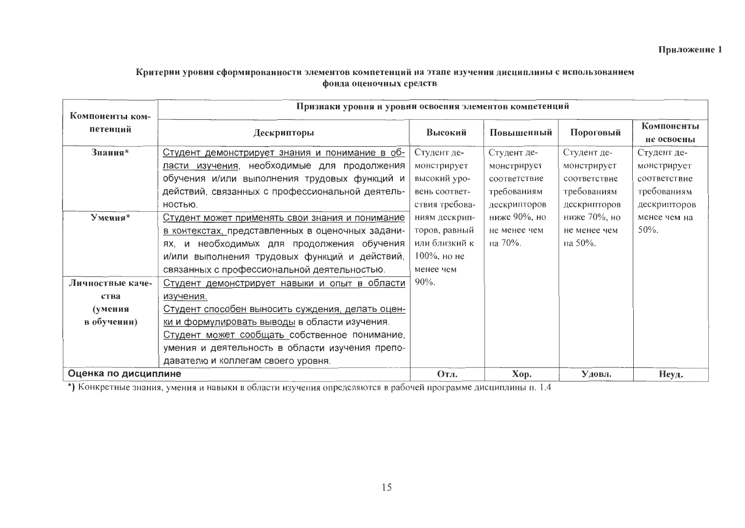**Приложение 1**

**Критерии уровня сформированности элементов компетенций на этапе изучения дисциплины с использованием фонда оценочных средств**

| Компоненты компетенций | Признаки уровня и уровни освоения элементов компетенций | | | | |
|---|---|---|---|---|---|
| | **Дескрипторы** | **Высокий** | **Повышенный** | **Пороговый** | **Компоненты не освоены** |
| **Знания*** | Студент демонстрирует знания и понимание в области изучения, необходимые для продолжения обучения и/или выполнения трудовых функций и действий, связанных с профессиональной деятельностью. | Студент демонстрирует высокий уровень соответствия требованиям дескрипторов, равный или близкий к 100%, но не менее чем 90%. | Студент демонстрирует соответствие требованиям дескрипторов ниже 90%, но не менее чем на 70%. | Студент демонстрирует соответствие требованиям дескрипторов ниже 70%, но не менее чем на 50%. | Студент демонстрирует соответствие требованиям дескрипторов менее чем на 50%. |
| **Умения*** | Студент может применять свои знания и понимание в контекстах, представленных в оценочных заданиях, и необходимых для продолжения обучения и/или выполнения трудовых функций и действий, связанных с профессиональной деятельностью. | | | | |
| **Личностные качества (умения в обучении)** | Студент демонстрирует навыки и опыт в области изучения. Студент способен выносить суждения, делать оценки и формулировать выводы в области изучения. Студент может сообщать собственное понимание, умения и деятельность в области изучения преподавателю и коллегам своего уровня. | | | | |
| **Оценка по дисциплине** | | **Отл.** | **Хор.** | **Удовл.** | **Неуд.** |

*) Конкретные знания, умения и навыки в области изучения определяются в рабочей программе дисциплины п. 1.4